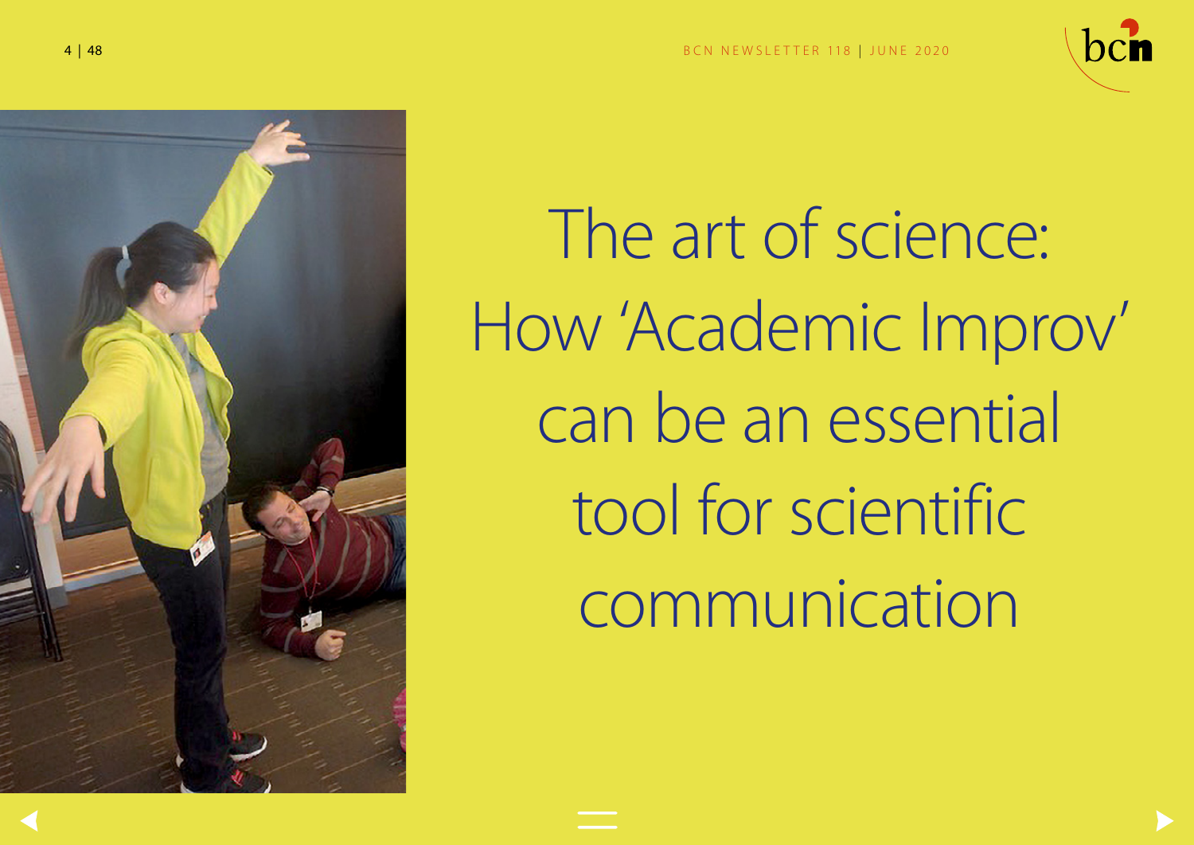# The art of science: How 'Academic Improv' can be an essential tool for scientific communication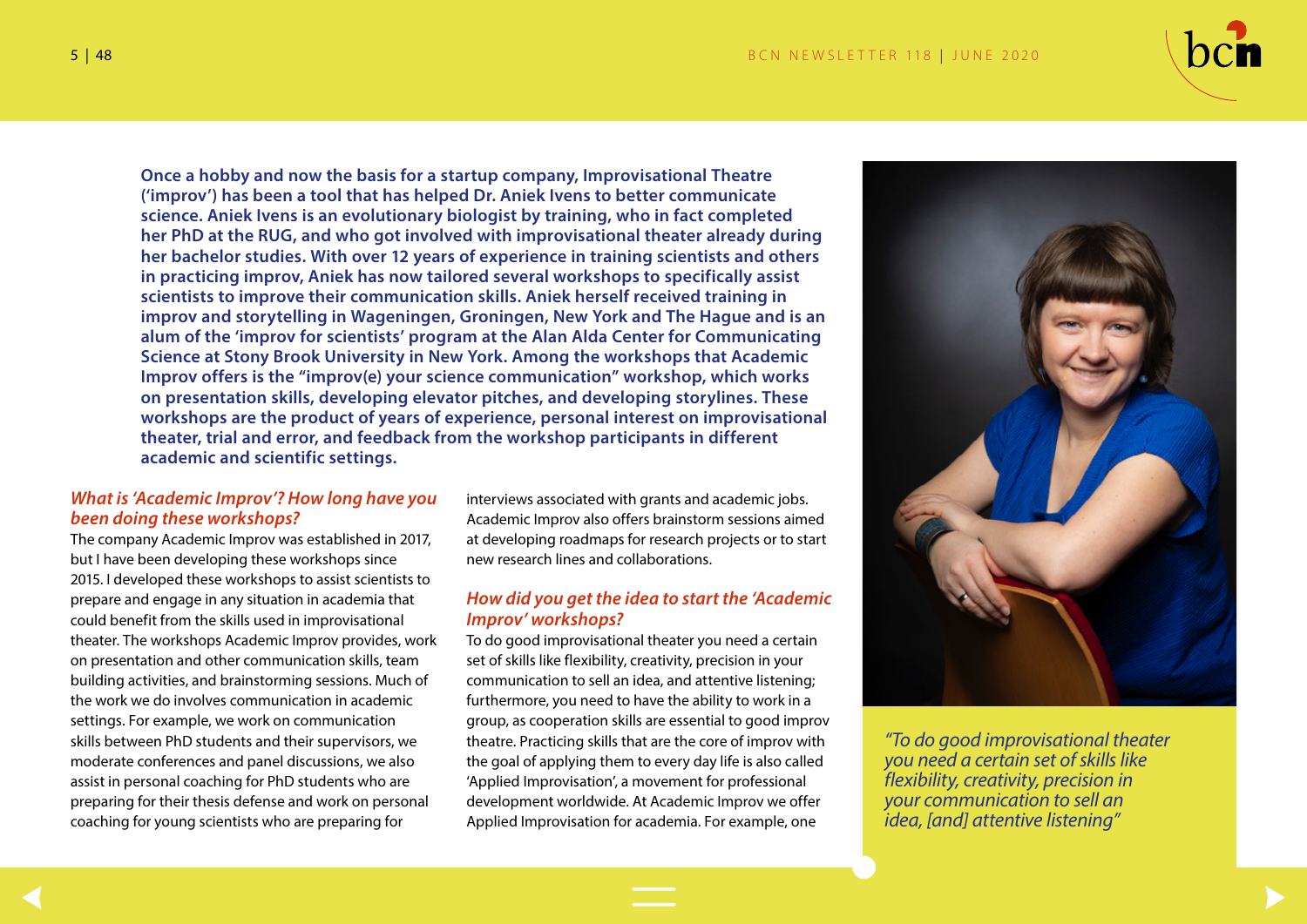**Once a hobby and now the basis for a startup company, Improvisational Theatre ('improv') has been a tool that has helped Dr. Aniek Ivens to better communicate science. Aniek Ivens is an evolutionary biologist by training, who in fact completed her PhD at the RUG, and who got involved with improvisational theater already during her bachelor studies. With over 12 years of experience in training scientists and others in practicing improv, Aniek has now tailored several workshops to specifically assist scientists to improve their communication skills. Aniek herself received training in improv and storytelling in Wageningen, Groningen, New York and The Hague and is an alum of the 'improv for scientists' program at the Alan Alda Center for Communicating Science at Stony Brook University in New York. Among the workshops that Academic Improv offers is the "improv(e) your science communication" workshop, which works on presentation skills, developing elevator pitches, and developing storylines. These workshops are the product of years of experience, personal interest on improvisational theater, trial and error, and feedback from the workshop participants in different academic and scientific settings.**

### *What is 'Academic Improv'? How long have you been doing these workshops?*

The company Academic Improv was established in 2017, but I have been developing these workshops since 2015. I developed these workshops to assist scientists to prepare and engage in any situation in academia that could benefit from the skills used in improvisational theater. The workshops Academic Improv provides, work on presentation and other communication skills, team building activities, and brainstorming sessions. Much of the work we do involves communication in academic settings. For example, we work on communication skills between PhD students and their supervisors, we moderate conferences and panel discussions, we also assist in personal coaching for PhD students who are preparing for their thesis defense and work on personal coaching for young scientists who are preparing for interviews associated with grants and academic jobs. Academic Improv also offers brainstorm sessions aimed at developing roadmaps for research projects or to start new research lines and collaborations.

### *How did you get the idea to start the 'Academic Improv' workshops?*

To do good improvisational theater you need a certain set of skills like flexibility, creativity, precision in your communication to sell an idea, and attentive listening; furthermore, you need to have the ability to work in a group, as cooperation skills are essential to good improv theatre. Practicing skills that are the core of improv with the goal of applying them to every day life is also called 'Applied Improvisation', a movement for professional development worldwide. At Academic Improv we offer Applied Improvisation for academia. For example, one

*"To do good improvisational theater you need a certain set of skills like flexibility, creativity, precision in your communication to sell an idea, [and] attentive listening"*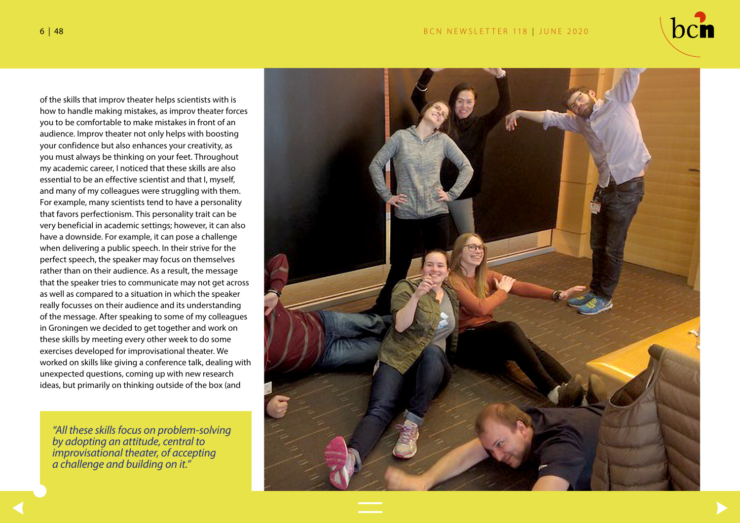of the skills that improv theater helps scientists with is how to handle making mistakes, as improv theater forces you to be comfortable to make mistakes in front of an audience. Improv theater not only helps with boosting your confidence but also enhances your creativity, as you must always be thinking on your feet. Throughout my academic career, I noticed that these skills are also essential to be an effective scientist and that I, myself, and many of my colleagues were struggling with them. For example, many scientists tend to have a personality that favors perfectionism. This personality trait can be very beneficial in academic settings; however, it can also have a downside. For example, it can pose a challenge when delivering a public speech. In their strive for the perfect speech, the speaker may focus on themselves rather than on their audience. As a result, the message that the speaker tries to communicate may not get across as well as compared to a situation in which the speaker really focusses on their audience and its understanding of the message. After speaking to some of my colleagues in Groningen we decided to get together and work on these skills by meeting every other week to do some exercises developed for improvisational theater. We worked on skills like giving a conference talk, dealing with unexpected questions, coming up with new research ideas, but primarily on thinking outside of the box (and

> *"All these skills focus on problem-solving by adopting an attitude, central to improvisational theater, of accepting a challenge and building on it."*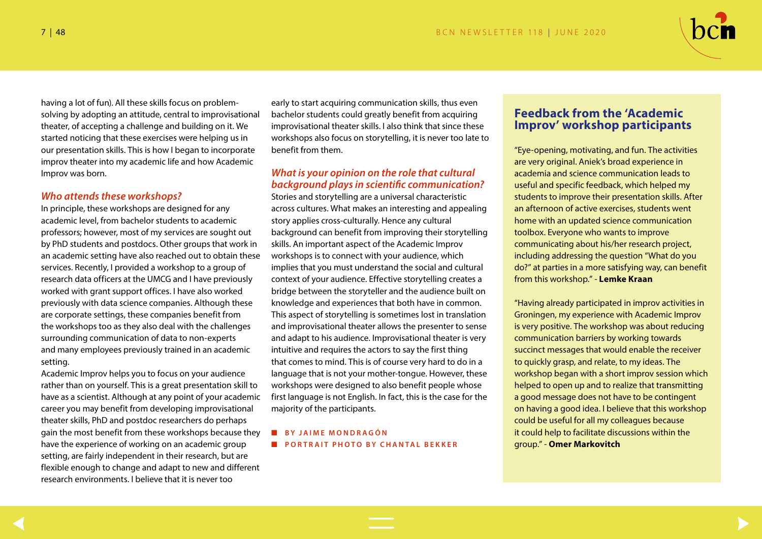having a lot of fun). All these skills focus on problem-solving by adopting an attitude, central to improvisational theater, of accepting a challenge and building on it. We started noticing that these exercises were helping us in our presentation skills. This is how I began to incorporate improv theater into my academic life and how Academic Improv was born.

### *Who attends these workshops?*

In principle, these workshops are designed for any academic level, from bachelor students to academic professors; however, most of my services are sought out by PhD students and postdocs. Other groups that work in an academic setting have also reached out to obtain these services. Recently, I provided a workshop to a group of research data officers at the UMCG and I have previously worked with grant support offices. I have also worked previously with data science companies. Although these are corporate settings, these companies benefit from the workshops too as they also deal with the challenges surrounding communication of data to non-experts and many employees previously trained in an academic setting.

Academic Improv helps you to focus on your audience rather than on yourself. This is a great presentation skill to have as a scientist. Although at any point of your academic career you may benefit from developing improvisational theater skills, PhD and postdoc researchers do perhaps gain the most benefit from these workshops because they have the experience of working on an academic group setting, are fairly independent in their research, but are flexible enough to change and adapt to new and different research environments. I believe that it is never too early to start acquiring communication skills, thus even bachelor students could greatly benefit from acquiring improvisational theater skills. I also think that since these workshops also focus on storytelling, it is never too late to benefit from them.

### *What is your opinion on the role that cultural background plays in scientific communication?*

Stories and storytelling are a universal characteristic across cultures. What makes an interesting and appealing story applies cross-culturally. Hence any cultural background can benefit from improving their storytelling skills. An important aspect of the Academic Improv workshops is to connect with your audience, which implies that you must understand the social and cultural context of your audience. Effective storytelling creates a bridge between the storyteller and the audience built on knowledge and experiences that both have in common. This aspect of storytelling is sometimes lost in translation and improvisational theater allows the presenter to sense and adapt to his audience. Improvisational theater is very intuitive and requires the actors to say the first thing that comes to mind. This is of course very hard to do in a language that is not your mother-tongue. However, these workshops were designed to also benefit people whose first language is not English. In fact, this is the case for the majority of the participants.

**BY JAIME MONDRAGÓN**

**PORTRAIT PHOTO BY CHANTAL BEKKER**

## Feedback from the 'Academic Improv' workshop participants

"Eye-opening, motivating, and fun. The activities are very original. Aniek's broad experience in academia and science communication leads to useful and specific feedback, which helped my students to improve their presentation skills. After an afternoon of active exercises, students went home with an updated science communication toolbox. Everyone who wants to improve communicating about his/her research project, including addressing the question "What do you do?" at parties in a more satisfying way, can benefit from this workshop." - **Lemke Kraan**

"Having already participated in improv activities in Groningen, my experience with Academic Improv is very positive. The workshop was about reducing communication barriers by working towards succinct messages that would enable the receiver to quickly grasp, and relate, to my ideas. The workshop began with a short improv session which helped to open up and to realize that transmitting a good message does not have to be contingent on having a good idea. I believe that this workshop could be useful for all my colleagues because it could help to facilitate discussions within the group." - **Omer Markovitch**